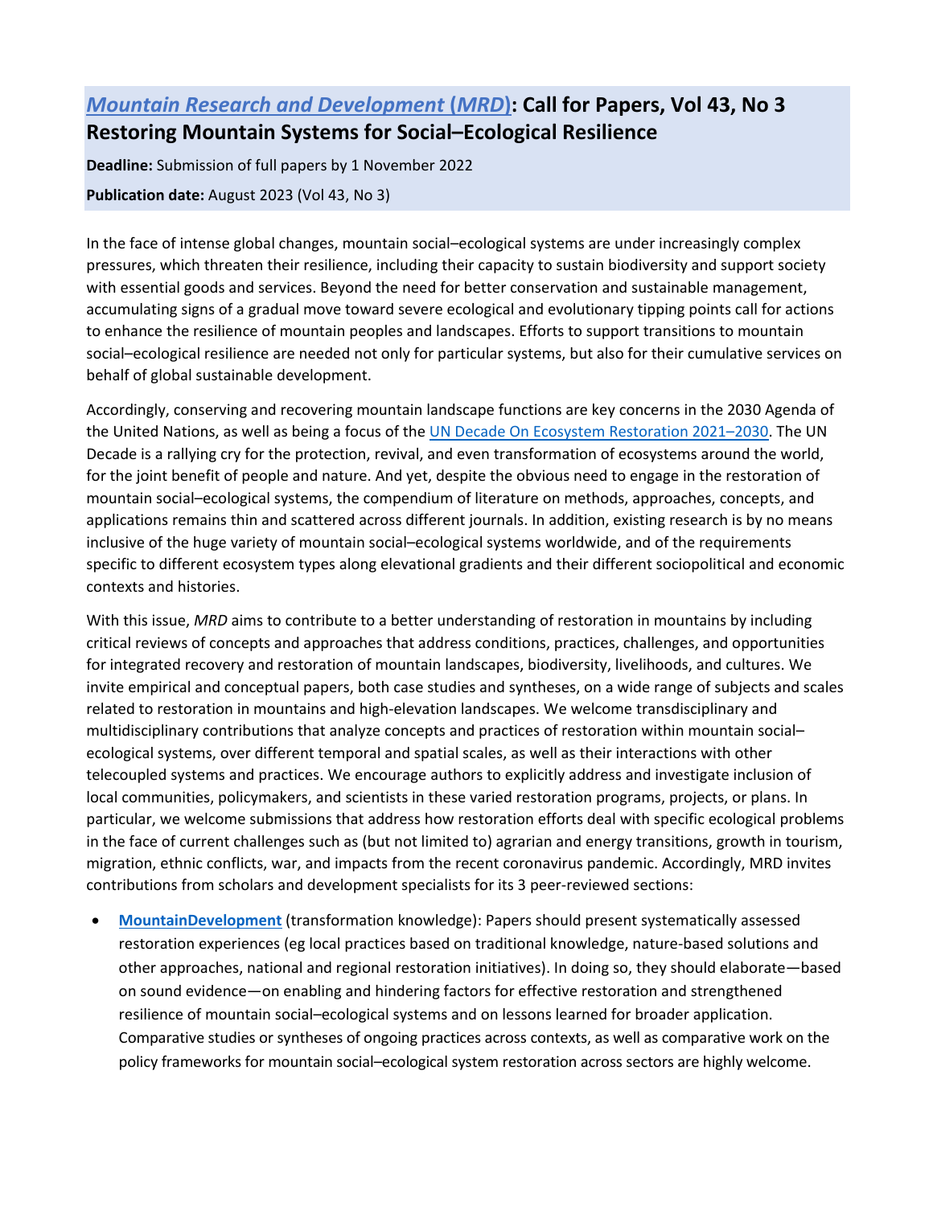# [Mountain Research and Development (MRD)](): Call for Papers, Vol 43, No 3
# Restoring Mountain Systems for Social–Ecological Resilience

**Deadline:** Submission of full papers by 1 November 2022

**Publication date:** August 2023 (Vol 43, No 3)

In the face of intense global changes, mountain social–ecological systems are under increasingly complex pressures, which threaten their resilience, including their capacity to sustain biodiversity and support society with essential goods and services. Beyond the need for better conservation and sustainable management, accumulating signs of a gradual move toward severe ecological and evolutionary tipping points call for actions to enhance the resilience of mountain peoples and landscapes. Efforts to support transitions to mountain social–ecological resilience are needed not only for particular systems, but also for their cumulative services on behalf of global sustainable development.

Accordingly, conserving and recovering mountain landscape functions are key concerns in the 2030 Agenda of the United Nations, as well as being a focus of the [UN Decade On Ecosystem Restoration 2021–2030](). The UN Decade is a rallying cry for the protection, revival, and even transformation of ecosystems around the world, for the joint benefit of people and nature. And yet, despite the obvious need to engage in the restoration of mountain social–ecological systems, the compendium of literature on methods, approaches, concepts, and applications remains thin and scattered across different journals. In addition, existing research is by no means inclusive of the huge variety of mountain social–ecological systems worldwide, and of the requirements specific to different ecosystem types along elevational gradients and their different sociopolitical and economic contexts and histories.

With this issue, *MRD* aims to contribute to a better understanding of restoration in mountains by including critical reviews of concepts and approaches that address conditions, practices, challenges, and opportunities for integrated recovery and restoration of mountain landscapes, biodiversity, livelihoods, and cultures. We invite empirical and conceptual papers, both case studies and syntheses, on a wide range of subjects and scales related to restoration in mountains and high-elevation landscapes. We welcome transdisciplinary and multidisciplinary contributions that analyze concepts and practices of restoration within mountain social–ecological systems, over different temporal and spatial scales, as well as their interactions with other telecoupled systems and practices. We encourage authors to explicitly address and investigate inclusion of local communities, policymakers, and scientists in these varied restoration programs, projects, or plans. In particular, we welcome submissions that address how restoration efforts deal with specific ecological problems in the face of current challenges such as (but not limited to) agrarian and energy transitions, growth in tourism, migration, ethnic conflicts, war, and impacts from the recent coronavirus pandemic. Accordingly, MRD invites contributions from scholars and development specialists for its 3 peer-reviewed sections:

- **[MountainDevelopment]()** (transformation knowledge): Papers should present systematically assessed restoration experiences (eg local practices based on traditional knowledge, nature-based solutions and other approaches, national and regional restoration initiatives). In doing so, they should elaborate—based on sound evidence—on enabling and hindering factors for effective restoration and strengthened resilience of mountain social–ecological systems and on lessons learned for broader application. Comparative studies or syntheses of ongoing practices across contexts, as well as comparative work on the policy frameworks for mountain social–ecological system restoration across sectors are highly welcome.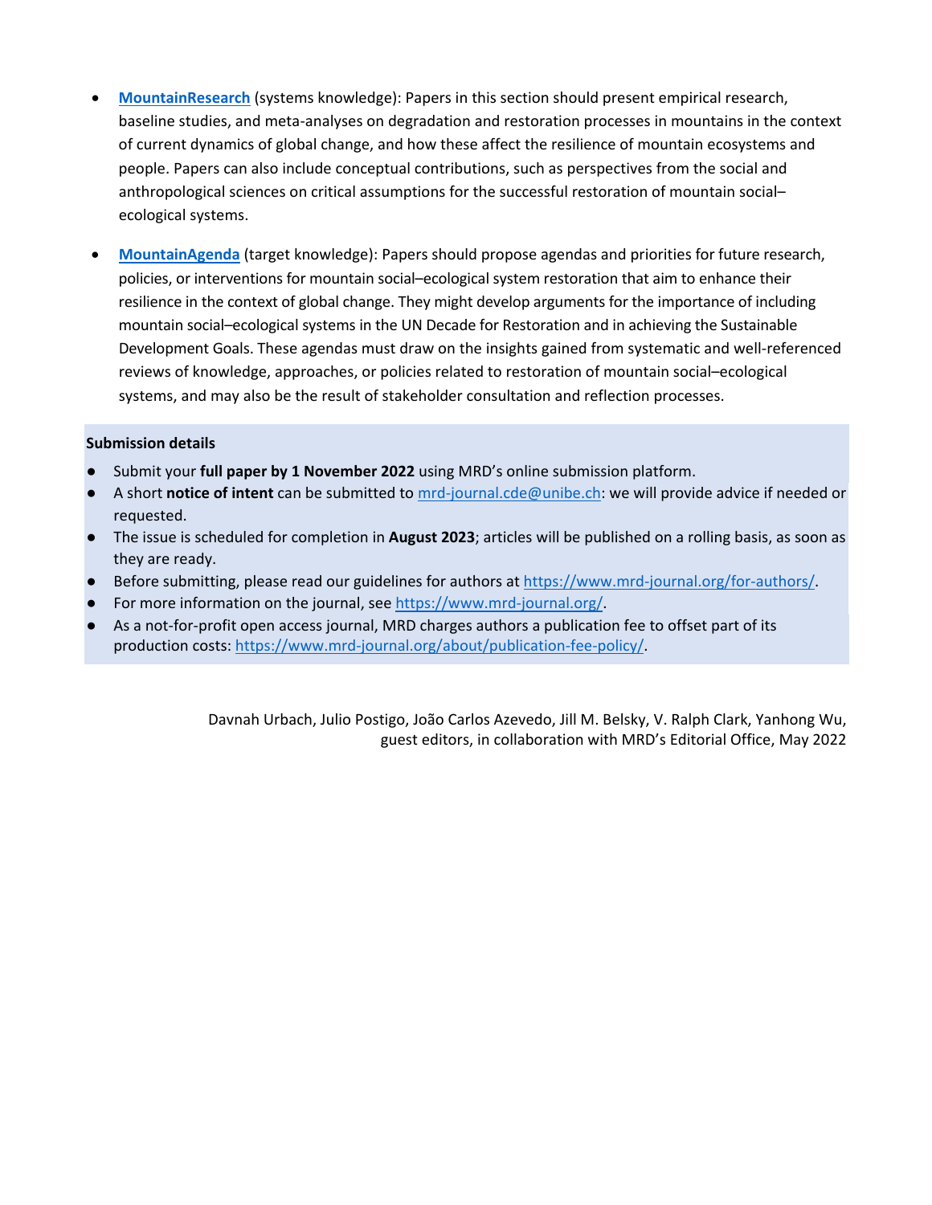- **[MountainResearch](https://www.mrd-journal.org/)** (systems knowledge): Papers in this section should present empirical research, baseline studies, and meta-analyses on degradation and restoration processes in mountains in the context of current dynamics of global change, and how these affect the resilience of mountain ecosystems and people. Papers can also include conceptual contributions, such as perspectives from the social and anthropological sciences on critical assumptions for the successful restoration of mountain social–ecological systems.

- **MountainAgenda** (target knowledge): Papers should propose agendas and priorities for future research, policies, or interventions for mountain social–ecological system restoration that aim to enhance their resilience in the context of global change. They might develop arguments for the importance of including mountain social–ecological systems in the UN Decade for Restoration and in achieving the Sustainable Development Goals. These agendas must draw on the insights gained from systematic and well-referenced reviews of knowledge, approaches, or policies related to restoration of mountain social–ecological systems, and may also be the result of stakeholder consultation and reflection processes.

**Submission details**

- Submit your **full paper by 1 November 2022** using MRD's online submission platform.
- A short **notice of intent** can be submitted to mrd-journal.cde@unibe.ch: we will provide advice if needed or requested.
- The issue is scheduled for completion in **August 2023**; articles will be published on a rolling basis, as soon as they are ready.
- Before submitting, please read our guidelines for authors at https://www.mrd-journal.org/for-authors/.
- For more information on the journal, see https://www.mrd-journal.org/.
- As a not-for-profit open access journal, MRD charges authors a publication fee to offset part of its production costs: https://www.mrd-journal.org/about/publication-fee-policy/.

Davnah Urbach, Julio Postigo, João Carlos Azevedo, Jill M. Belsky, V. Ralph Clark, Yanhong Wu, guest editors, in collaboration with MRD's Editorial Office, May 2022